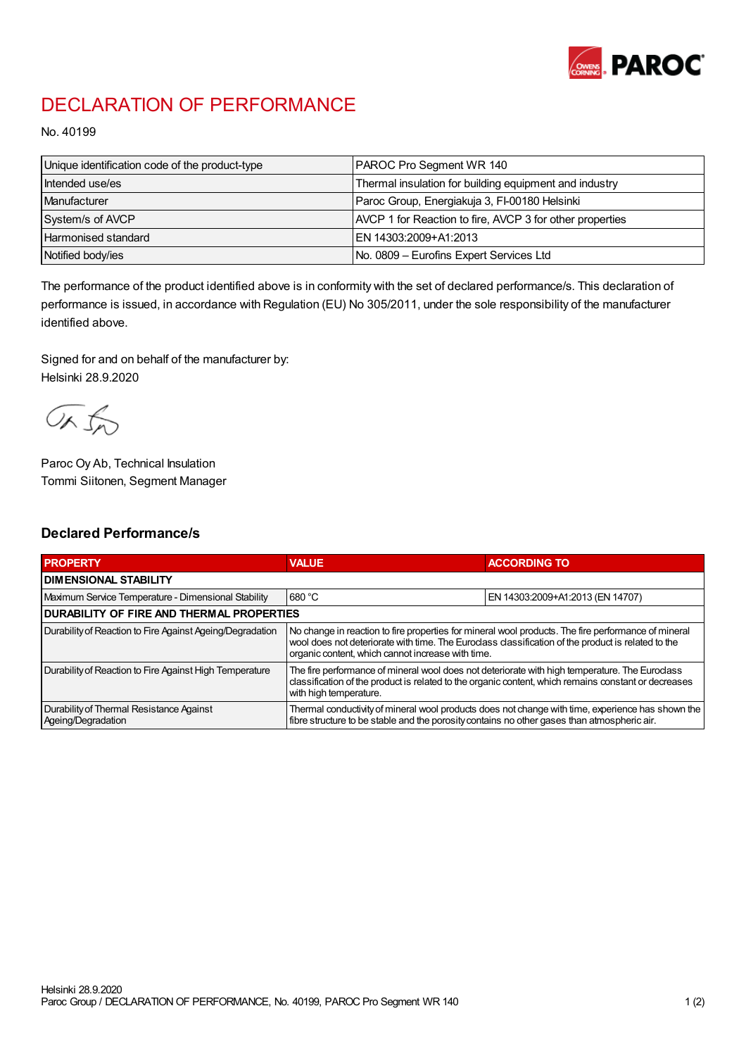# DECLARATION OF PERFORMANCE

No. 40199

| Unique identification code of the product-type | PAROC Pro Segment WR 140 |
|---|---|
| Intended use/es | Thermal insulation for building equipment and industry |
| Manufacturer | Paroc Group, Energiakuja 3, FI-00180 Helsinki |
| System/s of AVCP | AVCP 1 for Reaction to fire, AVCP 3 for other properties |
| Harmonised standard | EN 14303:2009+A1:2013 |
| Notified body/ies | No. 0809 – Eurofins Expert Services Ltd |

The performance of the product identified above is in conformity with the set of declared performance/s. This declaration of performance is issued, in accordance with Regulation (EU) No 305/2011, under the sole responsibility of the manufacturer identified above.

Signed for and on behalf of the manufacturer by:
Helsinki 28.9.2020

Paroc Oy Ab, Technical Insulation
Tommi Siitonen, Segment Manager

## Declared Performance/s

| PROPERTY | VALUE | ACCORDING TO |
|---|---|---|
| **DIMENSIONAL STABILITY** | | |
| Maximum Service Temperature - Dimensional Stability | 680 °C | EN 14303:2009+A1:2013 (EN 14707) |
| **DURABILITY OF FIRE AND THERMAL PROPERTIES** | | |
| Durability of Reaction to Fire Against Ageing/Degradation | No change in reaction to fire properties for mineral wool products. The fire performance of mineral wool does not deteriorate with time. The Euroclass classification of the product is related to the organic content, which cannot increase with time. | |
| Durability of Reaction to Fire Against High Temperature | The fire performance of mineral wool does not deteriorate with high temperature. The Euroclass classification of the product is related to the organic content, which remains constant or decreases with high temperature. | |
| Durability of Thermal Resistance Against Ageing/Degradation | Thermal conductivity of mineral wool products does not change with time, experience has shown the fibre structure to be stable and the porosity contains no other gases than atmospheric air. | |

Helsinki 28.9.2020
Paroc Group / DECLARATION OF PERFORMANCE, No. 40199, PAROC Pro Segment WR 140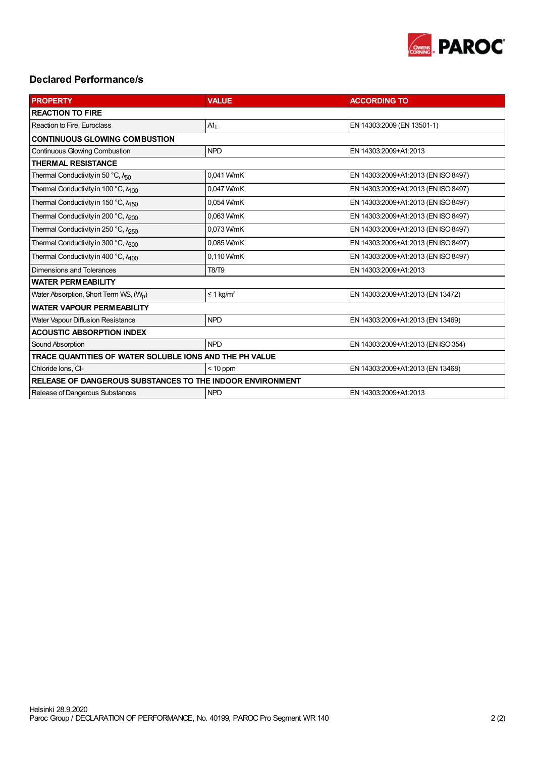## Declared Performance/s

| PROPERTY | VALUE | ACCORDING TO |
|---|---|---|
| **REACTION TO FIRE** | | |
| Reaction to Fire, Euroclass | $A1_L$ | EN 14303:2009 (EN 13501-1) |
| **CONTINUOUS GLOWING COMBUSTION** | | |
| Continuous Glowing Combustion | NPD | EN 14303:2009+A1:2013 |
| **THERMAL RESISTANCE** | | |
| Thermal Conductivity in 50 °C, $\lambda_{50}$ | 0,041 W/mK | EN 14303:2009+A1:2013 (EN ISO 8497) |
| Thermal Conductivity in 100 °C, $\lambda_{100}$ | 0,047 W/mK | EN 14303:2009+A1:2013 (EN ISO 8497) |
| Thermal Conductivity in 150 °C, $\lambda_{150}$ | 0,054 W/mK | EN 14303:2009+A1:2013 (EN ISO 8497) |
| Thermal Conductivity in 200 °C, $\lambda_{200}$ | 0,063 W/mK | EN 14303:2009+A1:2013 (EN ISO 8497) |
| Thermal Conductivity in 250 °C, $\lambda_{250}$ | 0,073 W/mK | EN 14303:2009+A1:2013 (EN ISO 8497) |
| Thermal Conductivity in 300 °C, $\lambda_{300}$ | 0,085 W/mK | EN 14303:2009+A1:2013 (EN ISO 8497) |
| Thermal Conductivity in 400 °C, $\lambda_{400}$ | 0,110 W/mK | EN 14303:2009+A1:2013 (EN ISO 8497) |
| Dimensions and Tolerances | T8/T9 | EN 14303:2009+A1:2013 |
| **WATER PERMEABILITY** | | |
| Water Absorption, Short Term WS, ($W_p$) | ≤ 1 kg/m² | EN 14303:2009+A1:2013 (EN 13472) |
| **WATER VAPOUR PERMEABILITY** | | |
| Water Vapour Diffusion Resistance | NPD | EN 14303:2009+A1:2013 (EN 13469) |
| **ACOUSTIC ABSORPTION INDEX** | | |
| Sound Absorption | NPD | EN 14303:2009+A1:2013 (EN ISO 354) |
| **TRACE QUANTITIES OF WATER SOLUBLE IONS AND THE PH VALUE** | | |
| Chloride Ions, Cl- | < 10 ppm | EN 14303:2009+A1:2013 (EN 13468) |
| **RELEASE OF DANGEROUS SUBSTANCES TO THE INDOOR ENVIRONMENT** | | |
| Release of Dangerous Substances | NPD | EN 14303:2009+A1:2013 |

Helsinki 28.9.2020
Paroc Group / DECLARATION OF PERFORMANCE, No. 40199, PAROC Pro Segment WR 140